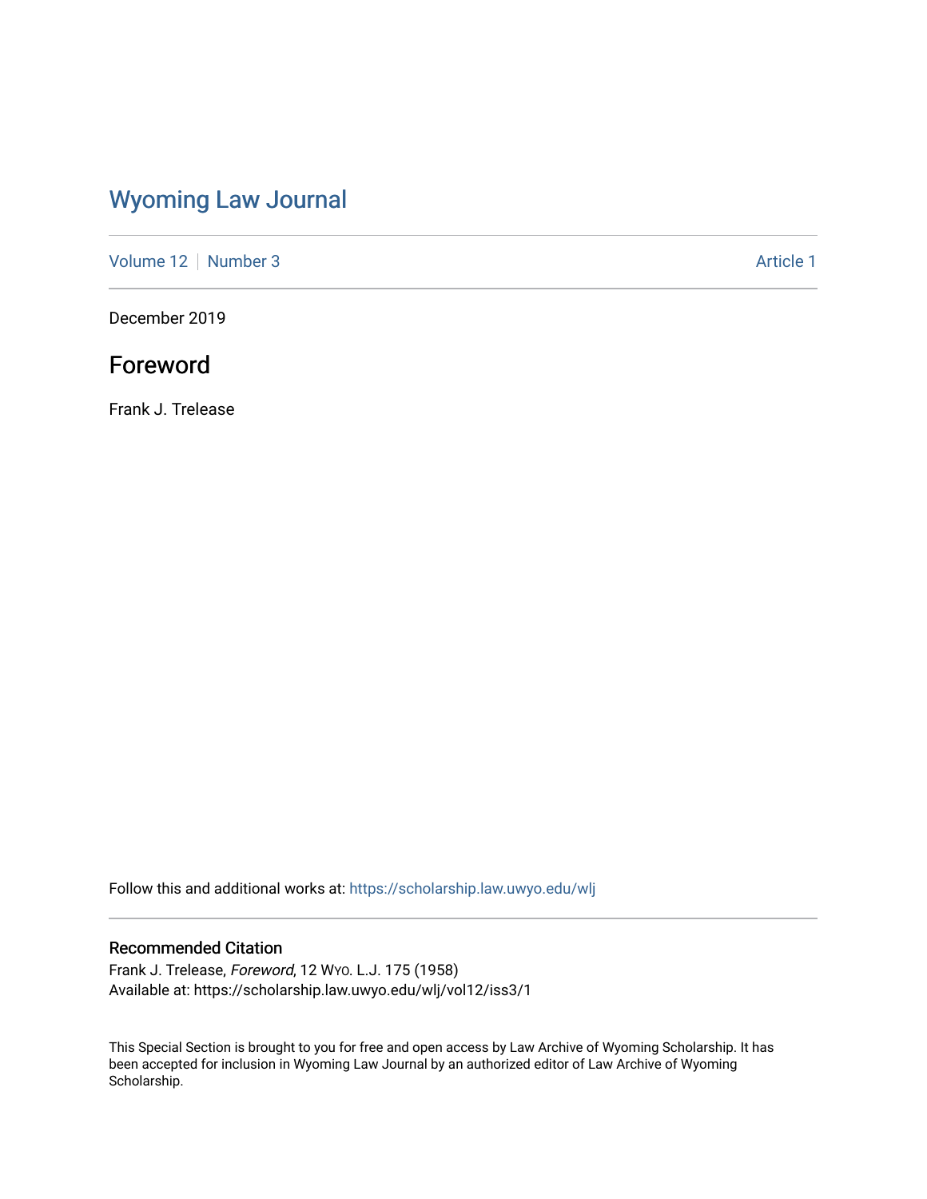# Wyoming Law Journal

Volume 12 | Number 3 Article 1

December 2019

## Foreword

Frank J. Trelease

Follow this and additional works at: https://scholarship.law.uwyo.edu/wlj

### Recommended Citation

Frank J. Trelease, *Foreword*, 12 WYO. L.J. 175 (1958)
Available at: https://scholarship.law.uwyo.edu/wlj/vol12/iss3/1

This Special Section is brought to you for free and open access by Law Archive of Wyoming Scholarship. It has been accepted for inclusion in Wyoming Law Journal by an authorized editor of Law Archive of Wyoming Scholarship.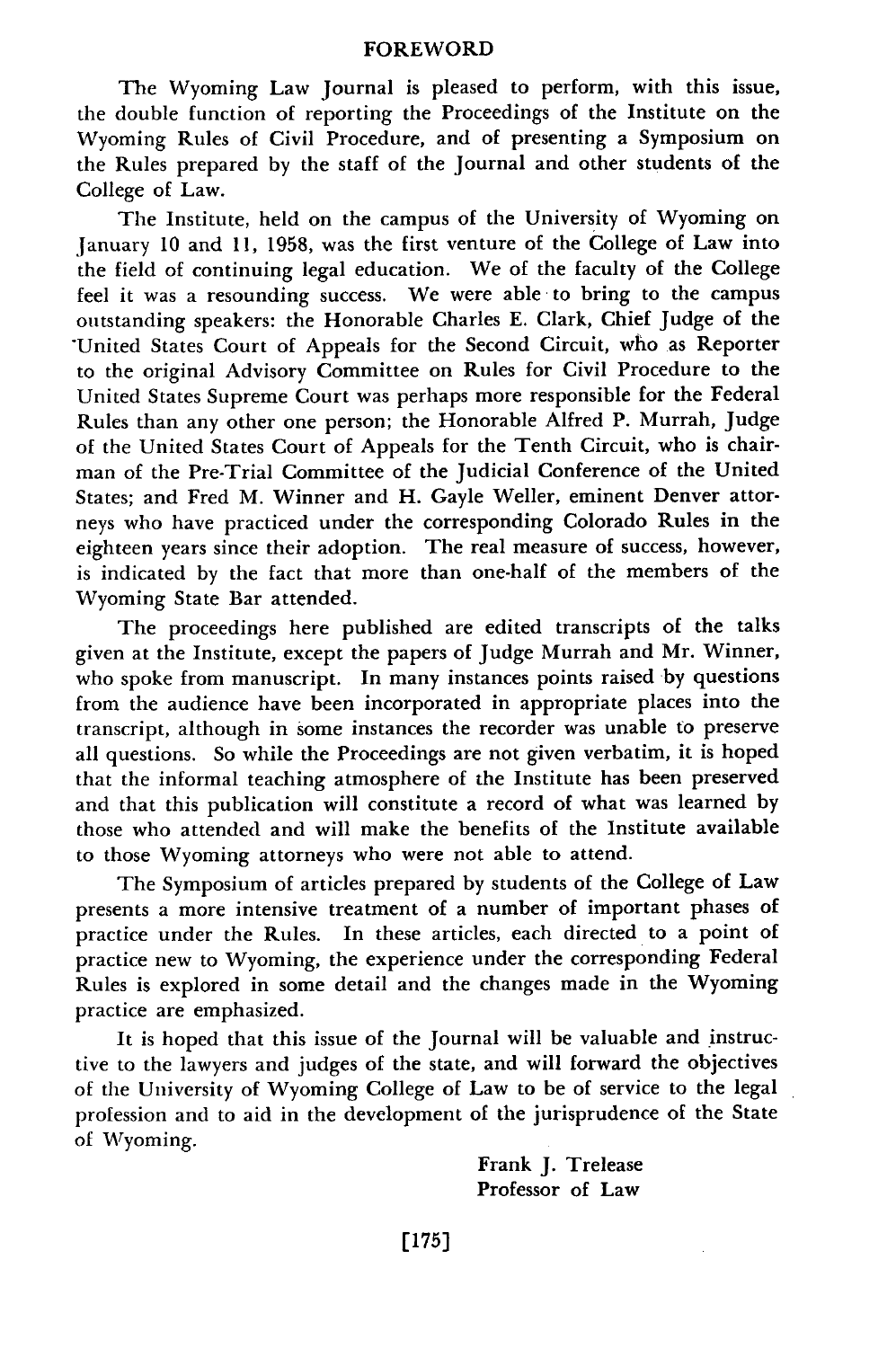# FOREWORD

The Wyoming Law Journal is pleased to perform, with this issue, the double function of reporting the Proceedings of the Institute on the Wyoming Rules of Civil Procedure, and of presenting a Symposium on the Rules prepared by the staff of the Journal and other students of the College of Law.

The Institute, held on the campus of the University of Wyoming on January 10 and 11, 1958, was the first venture of the College of Law into the field of continuing legal education. We of the faculty of the College feel it was a resounding success. We were able to bring to the campus outstanding speakers: the Honorable Charles E. Clark, Chief Judge of the United States Court of Appeals for the Second Circuit, who as Reporter to the original Advisory Committee on Rules for Civil Procedure to the United States Supreme Court was perhaps more responsible for the Federal Rules than any other one person; the Honorable Alfred P. Murrah, Judge of the United States Court of Appeals for the Tenth Circuit, who is chairman of the Pre-Trial Committee of the Judicial Conference of the United States; and Fred M. Winner and H. Gayle Weller, eminent Denver attorneys who have practiced under the corresponding Colorado Rules in the eighteen years since their adoption. The real measure of success, however, is indicated by the fact that more than one-half of the members of the Wyoming State Bar attended.

The proceedings here published are edited transcripts of the talks given at the Institute, except the papers of Judge Murrah and Mr. Winner, who spoke from manuscript. In many instances points raised by questions from the audience have been incorporated in appropriate places into the transcript, although in some instances the recorder was unable to preserve all questions. So while the Proceedings are not given verbatim, it is hoped that the informal teaching atmosphere of the Institute has been preserved and that this publication will constitute a record of what was learned by those who attended and will make the benefits of the Institute available to those Wyoming attorneys who were not able to attend.

The Symposium of articles prepared by students of the College of Law presents a more intensive treatment of a number of important phases of practice under the Rules. In these articles, each directed to a point of practice new to Wyoming, the experience under the corresponding Federal Rules is explored in some detail and the changes made in the Wyoming practice are emphasized.

It is hoped that this issue of the Journal will be valuable and instructive to the lawyers and judges of the state, and will forward the objectives of the University of Wyoming College of Law to be of service to the legal profession and to aid in the development of the jurisprudence of the State of Wyoming.

Frank J. Trelease
Professor of Law